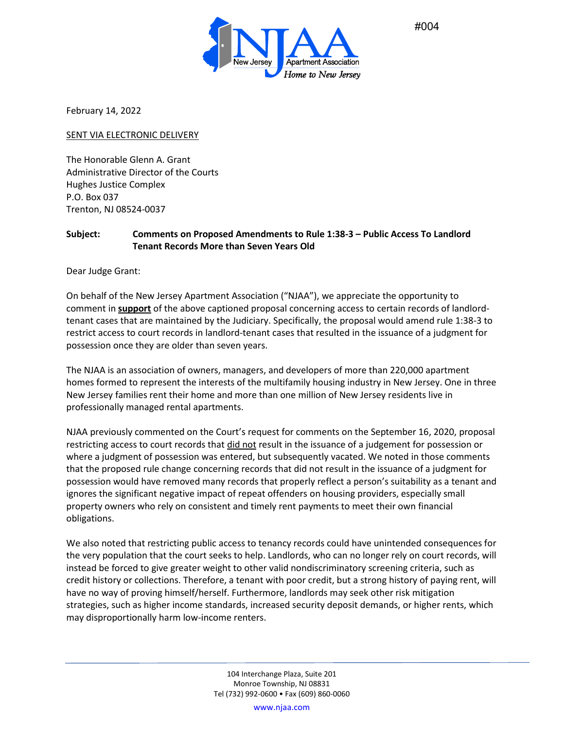#004

February 14, 2022

SENT VIA ELECTRONIC DELIVERY

The Honorable Glenn A. Grant
Administrative Director of the Courts
Hughes Justice Complex
P.O. Box 037
Trenton, NJ 08524-0037

**Subject: Comments on Proposed Amendments to Rule 1:38-3 – Public Access To Landlord Tenant Records More than Seven Years Old**

Dear Judge Grant:

On behalf of the New Jersey Apartment Association ("NJAA"), we appreciate the opportunity to comment in **support** of the above captioned proposal concerning access to certain records of landlord-tenant cases that are maintained by the Judiciary. Specifically, the proposal would amend rule 1:38-3 to restrict access to court records in landlord-tenant cases that resulted in the issuance of a judgment for possession once they are older than seven years.

The NJAA is an association of owners, managers, and developers of more than 220,000 apartment homes formed to represent the interests of the multifamily housing industry in New Jersey. One in three New Jersey families rent their home and more than one million of New Jersey residents live in professionally managed rental apartments.

NJAA previously commented on the Court's request for comments on the September 16, 2020, proposal restricting access to court records that did not result in the issuance of a judgement for possession or where a judgment of possession was entered, but subsequently vacated. We noted in those comments that the proposed rule change concerning records that did not result in the issuance of a judgment for possession would have removed many records that properly reflect a person's suitability as a tenant and ignores the significant negative impact of repeat offenders on housing providers, especially small property owners who rely on consistent and timely rent payments to meet their own financial obligations.

We also noted that restricting public access to tenancy records could have unintended consequences for the very population that the court seeks to help. Landlords, who can no longer rely on court records, will instead be forced to give greater weight to other valid nondiscriminatory screening criteria, such as credit history or collections. Therefore, a tenant with poor credit, but a strong history of paying rent, will have no way of proving himself/herself. Furthermore, landlords may seek other risk mitigation strategies, such as higher income standards, increased security deposit demands, or higher rents, which may disproportionally harm low-income renters.

104 Interchange Plaza, Suite 201
Monroe Township, NJ 08831
Tel (732) 992-0600 • Fax (609) 860-0060
www.njaa.com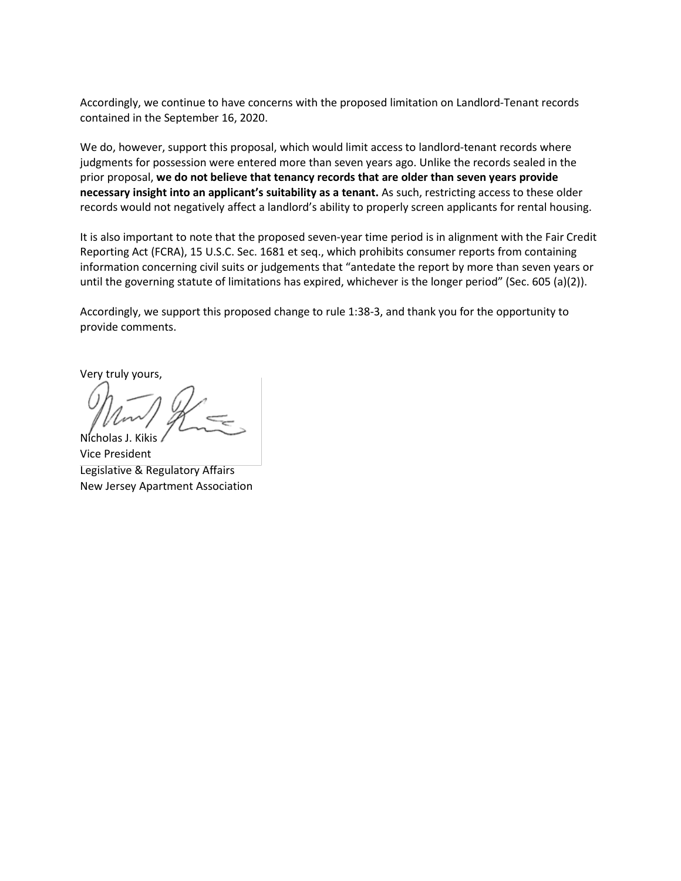Accordingly, we continue to have concerns with the proposed limitation on Landlord-Tenant records contained in the September 16, 2020.

We do, however, support this proposal, which would limit access to landlord-tenant records where judgments for possession were entered more than seven years ago. Unlike the records sealed in the prior proposal, **we do not believe that tenancy records that are older than seven years provide necessary insight into an applicant's suitability as a tenant.** As such, restricting access to these older records would not negatively affect a landlord's ability to properly screen applicants for rental housing.

It is also important to note that the proposed seven-year time period is in alignment with the Fair Credit Reporting Act (FCRA), 15 U.S.C. Sec. 1681 et seq., which prohibits consumer reports from containing information concerning civil suits or judgements that "antedate the report by more than seven years or until the governing statute of limitations has expired, whichever is the longer period" (Sec. 605 (a)(2)).

Accordingly, we support this proposed change to rule 1:38-3, and thank you for the opportunity to provide comments.

Very truly yours,

Nicholas J. Kikis
Vice President
Legislative & Regulatory Affairs
New Jersey Apartment Association